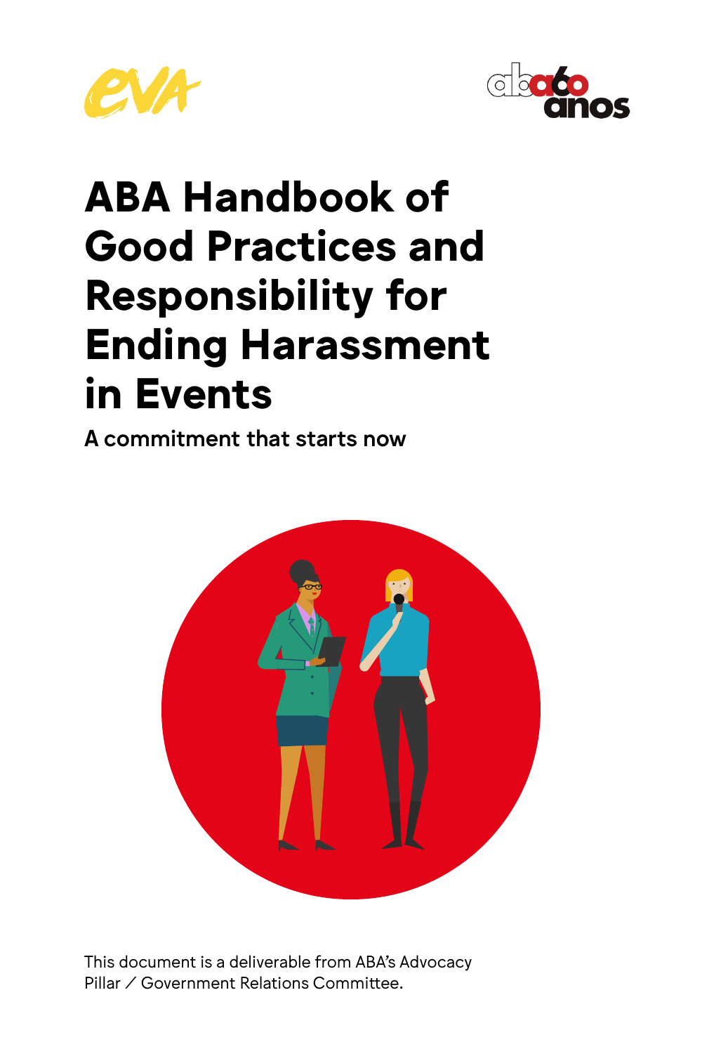# ABA Handbook of Good Practices and Responsibility for Ending Harassment in Events

## A commitment that starts now

This document is a deliverable from ABA's Advocacy Pillar / Government Relations Committee.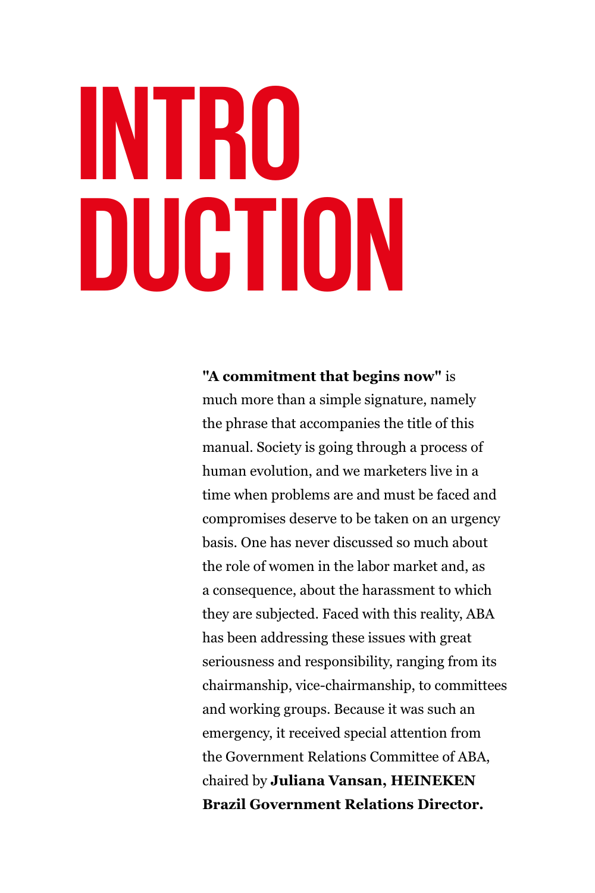# INTRODUCTION

**"A commitment that begins now"** is much more than a simple signature, namely the phrase that accompanies the title of this manual. Society is going through a process of human evolution, and we marketers live in a time when problems are and must be faced and compromises deserve to be taken on an urgency basis. One has never discussed so much about the role of women in the labor market and, as a consequence, about the harassment to which they are subjected. Faced with this reality, ABA has been addressing these issues with great seriousness and responsibility, ranging from its chairmanship, vice-chairmanship, to committees and working groups. Because it was such an emergency, it received special attention from the Government Relations Committee of ABA, chaired by **Juliana Vansan, HEINEKEN Brazil Government Relations Director.**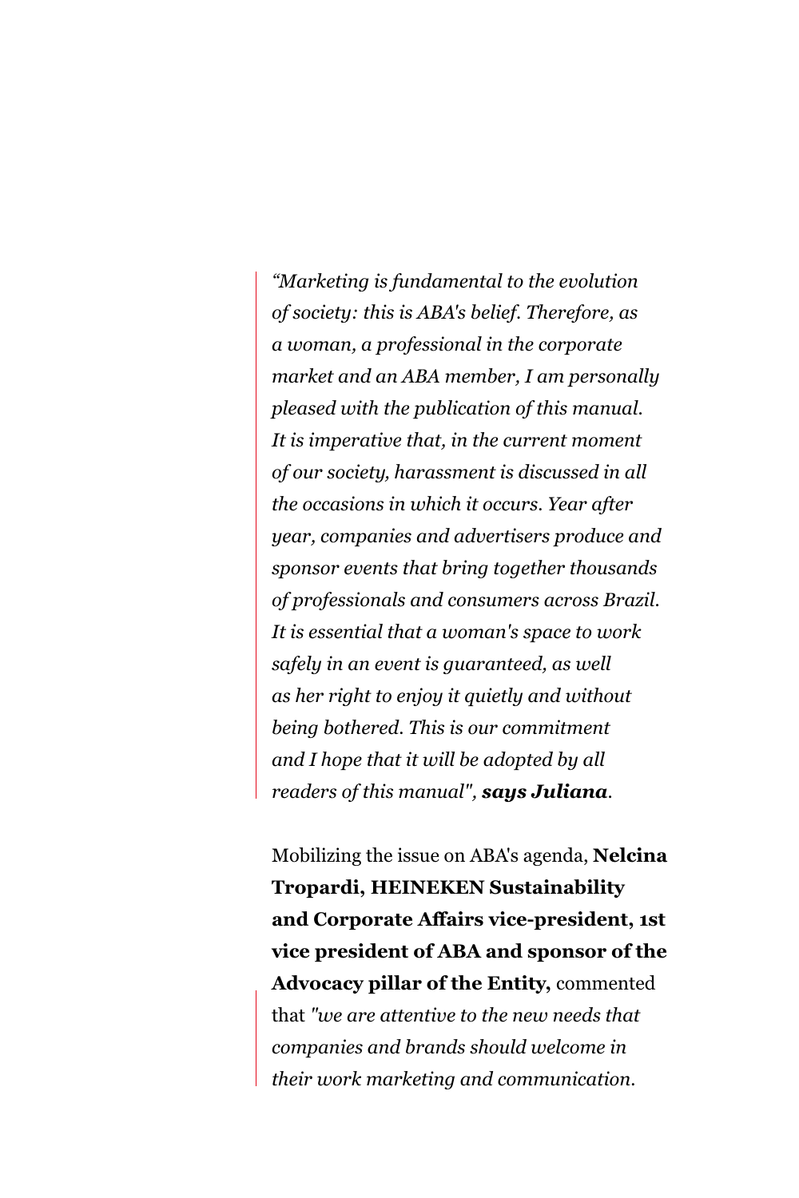*“Marketing is fundamental to the evolution of society: this is ABA's belief. Therefore, as a woman, a professional in the corporate market and an ABA member, I am personally pleased with the publication of this manual. It is imperative that, in the current moment of our society, harassment is discussed in all the occasions in which it occurs. Year after year, companies and advertisers produce and sponsor events that bring together thousands of professionals and consumers across Brazil. It is essential that a woman's space to work safely in an event is guaranteed, as well as her right to enjoy it quietly and without being bothered. This is our commitment and I hope that it will be adopted by all readers of this manual", **says Juliana**.*

Mobilizing the issue on ABA's agenda, **Nelcina Tropardi, HEINEKEN Sustainability and Corporate Affairs vice-president, 1st vice president of ABA and sponsor of the Advocacy pillar of the Entity,** commented that *"we are attentive to the new needs that companies and brands should welcome in their work marketing and communication.*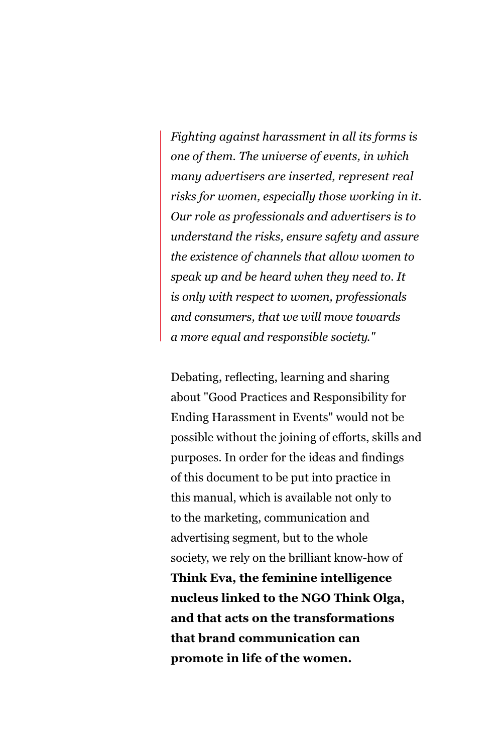> *Fighting against harassment in all its forms is one of them. The universe of events, in which many advertisers are inserted, represent real risks for women, especially those working in it. Our role as professionals and advertisers is to understand the risks, ensure safety and assure the existence of channels that allow women to speak up and be heard when they need to. It is only with respect to women, professionals and consumers, that we will move towards a more equal and responsible society."*

Debating, reflecting, learning and sharing about "Good Practices and Responsibility for Ending Harassment in Events" would not be possible without the joining of efforts, skills and purposes. In order for the ideas and findings of this document to be put into practice in this manual, which is available not only to to the marketing, communication and advertising segment, but to the whole society, we rely on the brilliant know-how of **Think Eva, the feminine intelligence nucleus linked to the NGO Think Olga, and that acts on the transformations that brand communication can promote in life of the women.**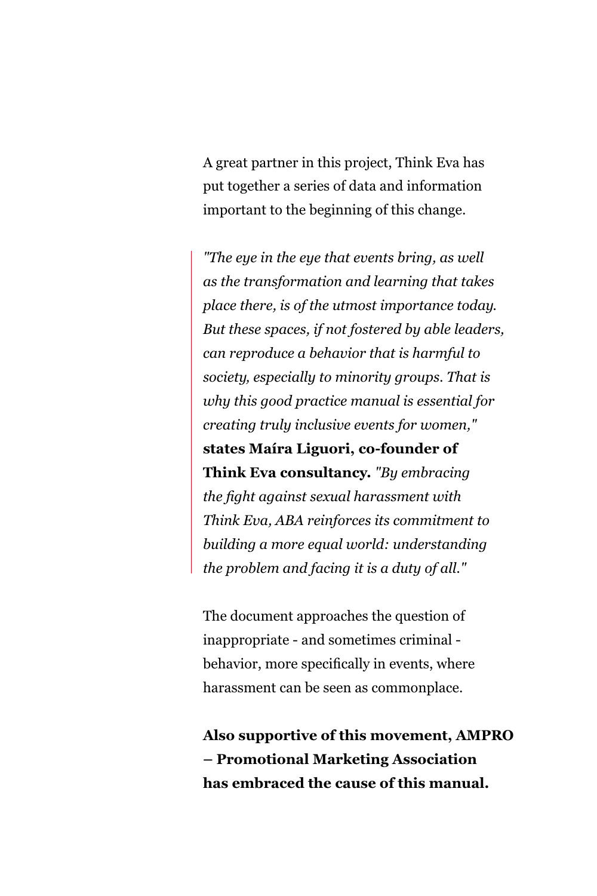A great partner in this project, Think Eva has put together a series of data and information important to the beginning of this change.

> *"The eye in the eye that events bring, as well as the transformation and learning that takes place there, is of the utmost importance today. But these spaces, if not fostered by able leaders, can reproduce a behavior that is harmful to society, especially to minority groups. That is why this good practice manual is essential for creating truly inclusive events for women,"* **states Maíra Liguori, co-founder of Think Eva consultancy.** *"By embracing the fight against sexual harassment with Think Eva, ABA reinforces its commitment to building a more equal world: understanding the problem and facing it is a duty of all."*

The document approaches the question of inappropriate - and sometimes criminal - behavior, more specifically in events, where harassment can be seen as commonplace.

**Also supportive of this movement, AMPRO – Promotional Marketing Association has embraced the cause of this manual.**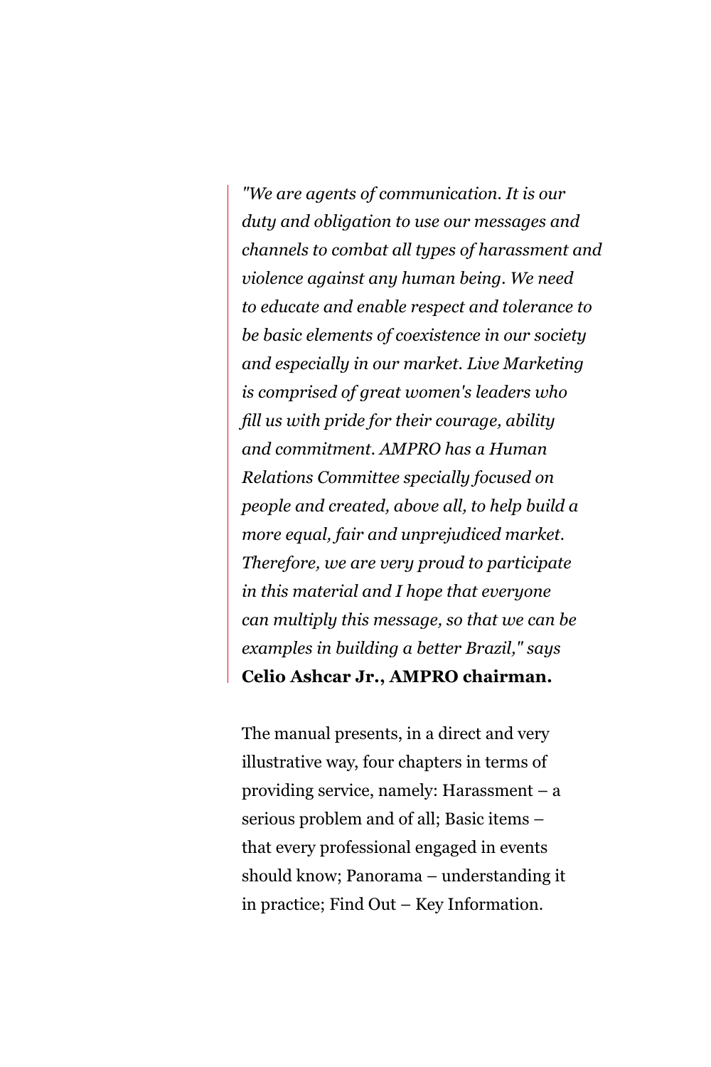> *"We are agents of communication. It is our duty and obligation to use our messages and channels to combat all types of harassment and violence against any human being. We need to educate and enable respect and tolerance to be basic elements of coexistence in our society and especially in our market. Live Marketing is comprised of great women's leaders who fill us with pride for their courage, ability and commitment. AMPRO has a Human Relations Committee specially focused on people and created, above all, to help build a more equal, fair and unprejudiced market. Therefore, we are very proud to participate in this material and I hope that everyone can multiply this message, so that we can be examples in building a better Brazil," says* **Celio Ashcar Jr., AMPRO chairman.**

The manual presents, in a direct and very illustrative way, four chapters in terms of providing service, namely: Harassment – a serious problem and of all; Basic items – that every professional engaged in events should know; Panorama – understanding it in practice; Find Out – Key Information.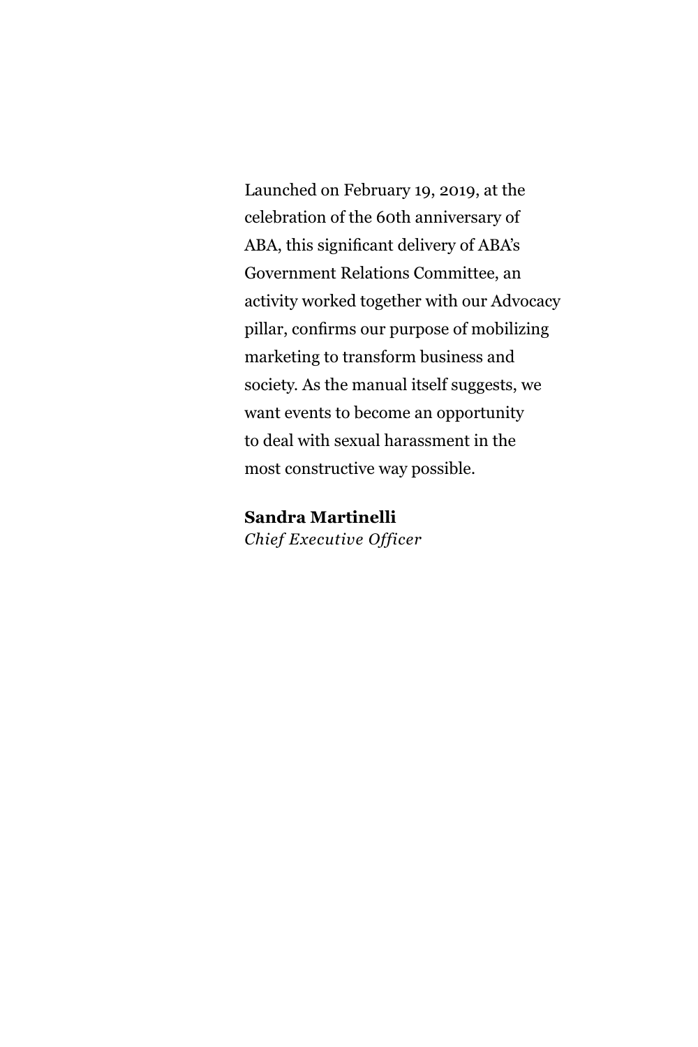Launched on February 19, 2019, at the celebration of the 60th anniversary of ABA, this significant delivery of ABA's Government Relations Committee, an activity worked together with our Advocacy pillar, confirms our purpose of mobilizing marketing to transform business and society. As the manual itself suggests, we want events to become an opportunity to deal with sexual harassment in the most constructive way possible.

**Sandra Martinelli**
*Chief Executive Officer*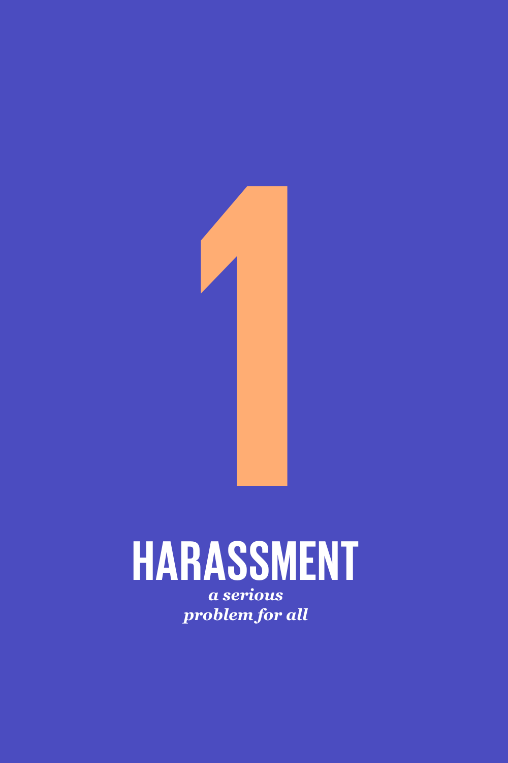# 1

# HARASSMENT

*a serious problem for all*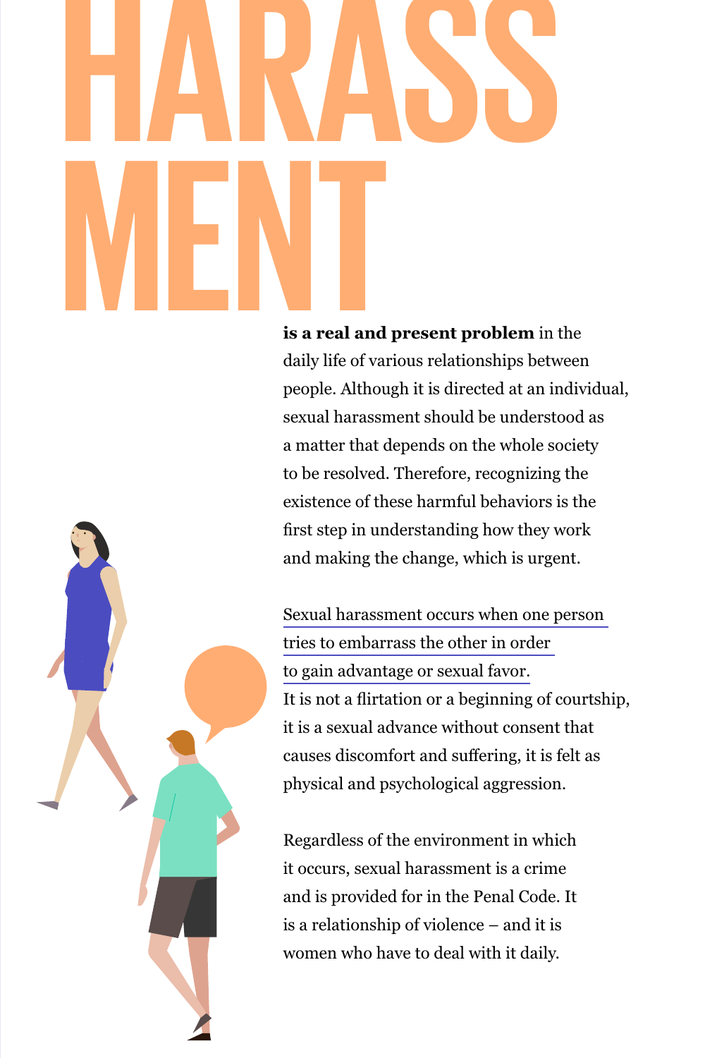# HARASSMENT

**is a real and present problem** in the daily life of various relationships between people. Although it is directed at an individual, sexual harassment should be understood as a matter that depends on the whole society to be resolved. Therefore, recognizing the existence of these harmful behaviors is the first step in understanding how they work and making the change, which is urgent.

Sexual harassment occurs when one person tries to embarrass the other in order to gain advantage or sexual favor. It is not a flirtation or a beginning of courtship, it is a sexual advance without consent that causes discomfort and suffering, it is felt as physical and psychological aggression.

Regardless of the environment in which it occurs, sexual harassment is a crime and is provided for in the Penal Code. It is a relationship of violence – and it is women who have to deal with it daily.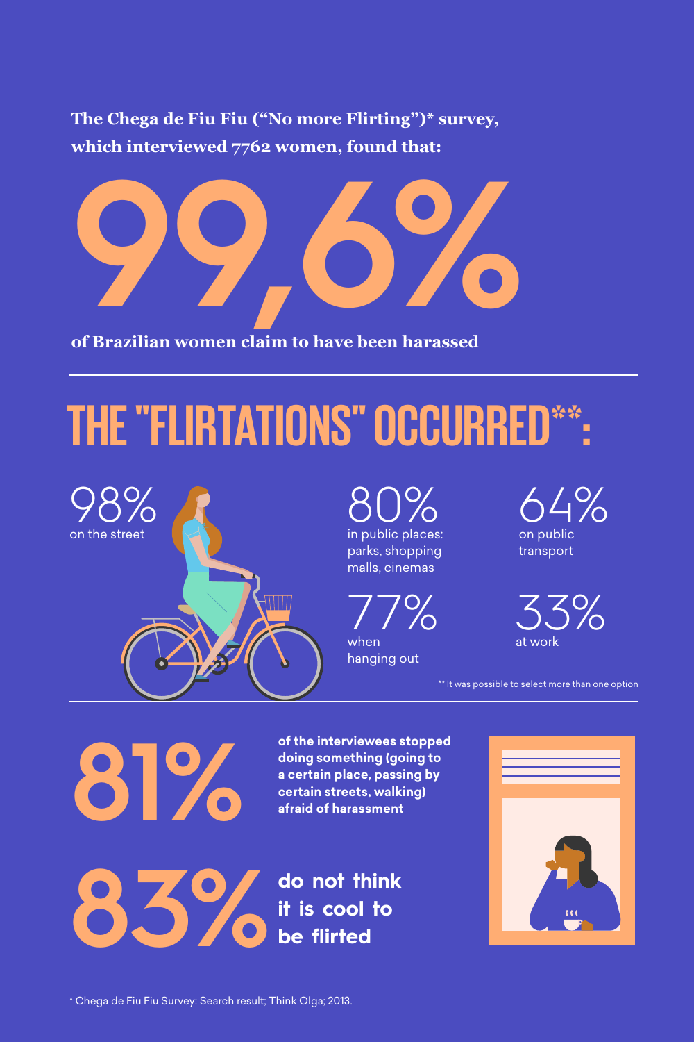**The Chega de Fiu Fiu ("No more Flirting")* survey, which interviewed 7762 women, found that:**

# 99,6%

**of Brazilian women claim to have been harassed**

## THE "FLIRTATIONS" OCCURRED**:

98%
on the street

80%
in public places: parks, shopping malls, cinemas

64%
on public transport

77%
when hanging out

33%
at work

** It was possible to select more than one option

# 81%

**of the interviewees stopped doing something (going to a certain place, passing by certain streets, walking) afraid of harassment**

# 83%

**do not think it is cool to be flirted**

* Chega de Fiu Fiu Survey: Search result; Think Olga; 2013.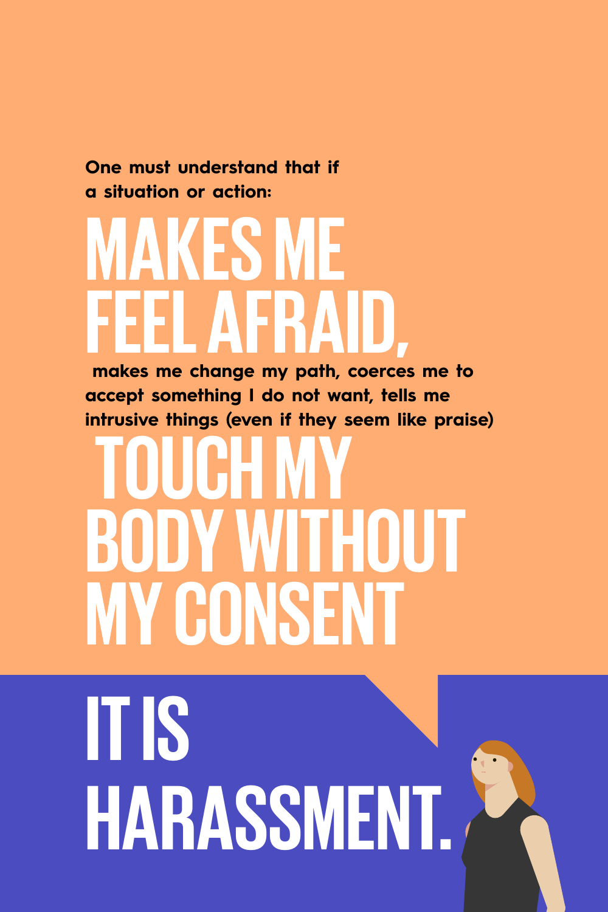One must understand that if a situation or action:

# MAKES ME FEEL AFRAID,

makes me change my path, coerces me to accept something I do not want, tells me intrusive things (even if they seem like praise)

# TOUCH MY BODY WITHOUT MY CONSENT

# IT IS HARASSMENT.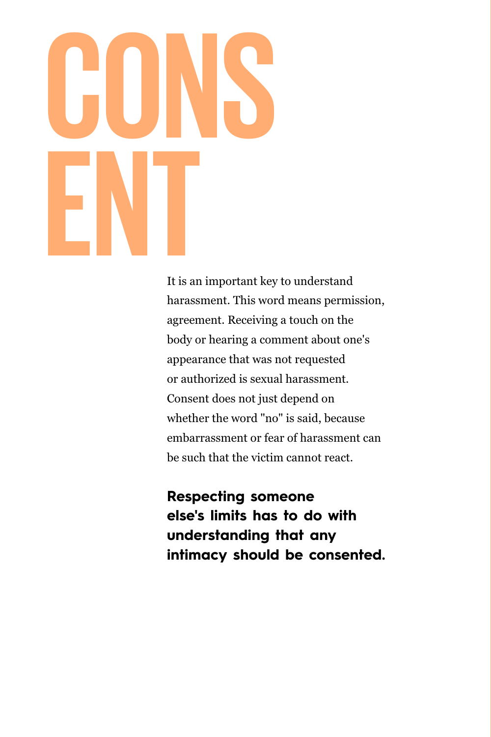# CONSENT

It is an important key to understand harassment. This word means permission, agreement. Receiving a touch on the body or hearing a comment about one's appearance that was not requested or authorized is sexual harassment. Consent does not just depend on whether the word "no" is said, because embarrassment or fear of harassment can be such that the victim cannot react.

**Respecting someone else's limits has to do with understanding that any intimacy should be consented.**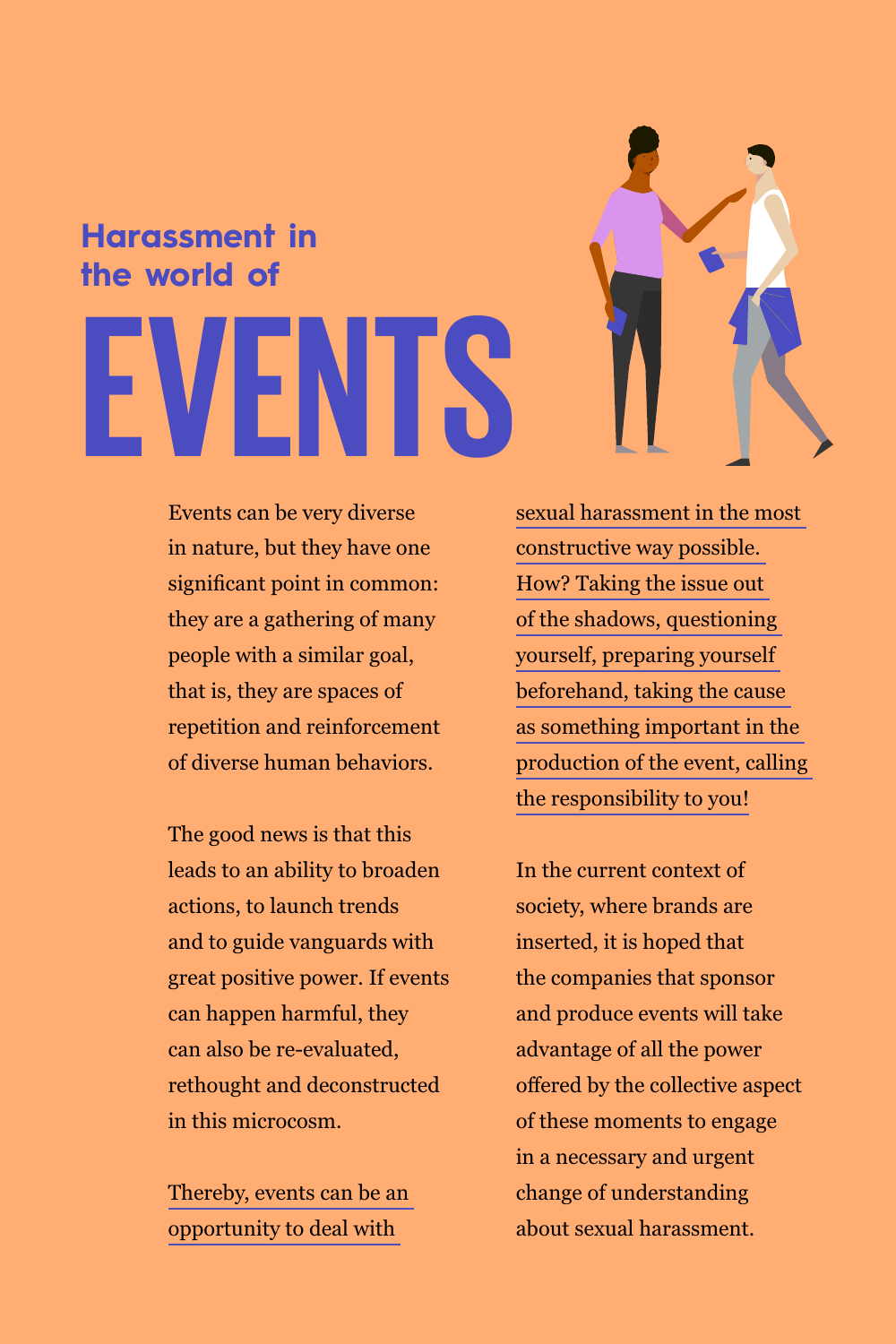# Harassment in the world of EVENTS

Events can be very diverse in nature, but they have one significant point in common: they are a gathering of many people with a similar goal, that is, they are spaces of repetition and reinforcement of diverse human behaviors.

The good news is that this leads to an ability to broaden actions, to launch trends and to guide vanguards with great positive power. If events can happen harmful, they can also be re-evaluated, rethought and deconstructed in this microcosm.

Thereby, events can be an opportunity to deal with sexual harassment in the most constructive way possible. How? Taking the issue out of the shadows, questioning yourself, preparing yourself beforehand, taking the cause as something important in the production of the event, calling the responsibility to you!

In the current context of society, where brands are inserted, it is hoped that the companies that sponsor and produce events will take advantage of all the power offered by the collective aspect of these moments to engage in a necessary and urgent change of understanding about sexual harassment.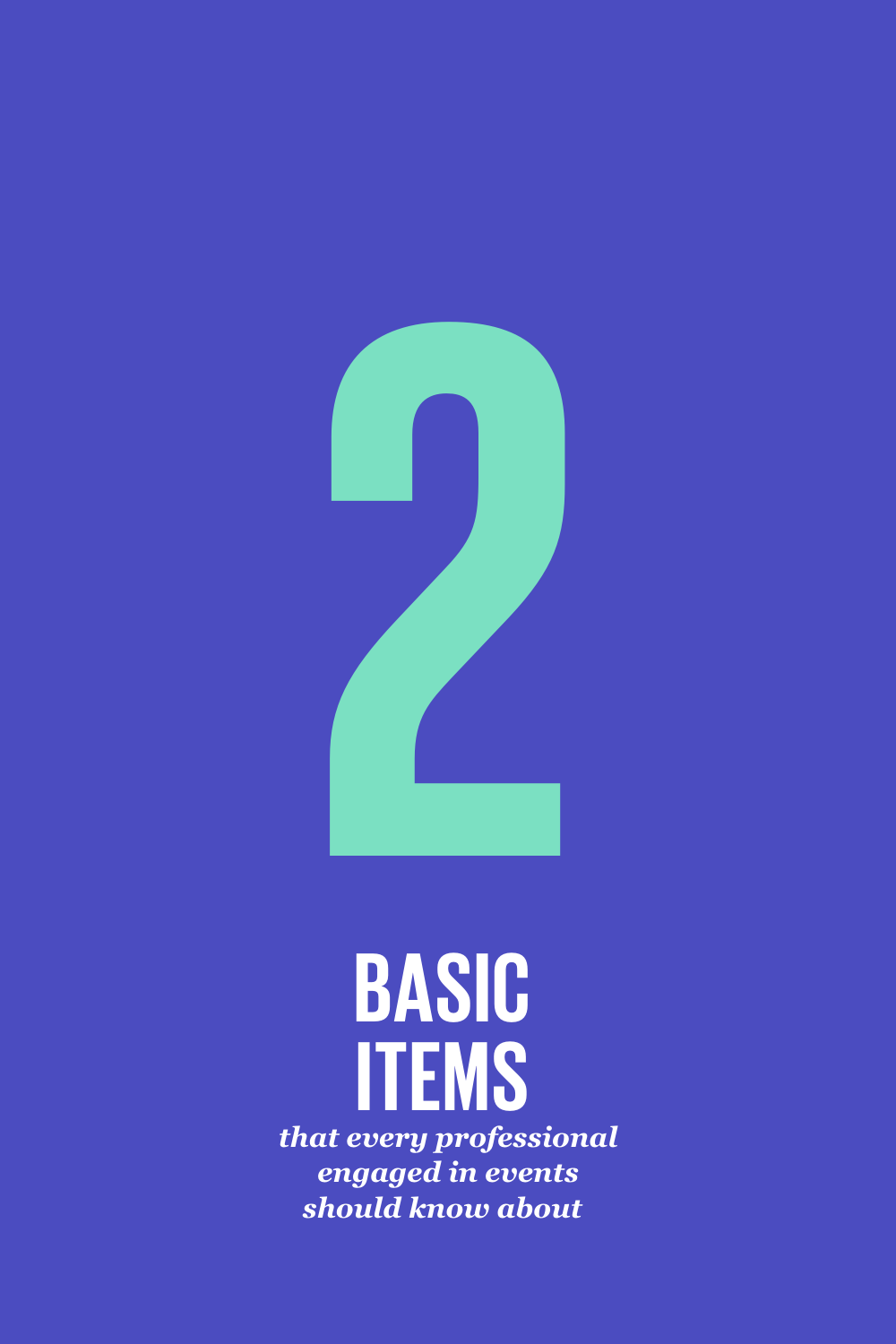# 2

## BASIC ITEMS

***that every professional engaged in events should know about***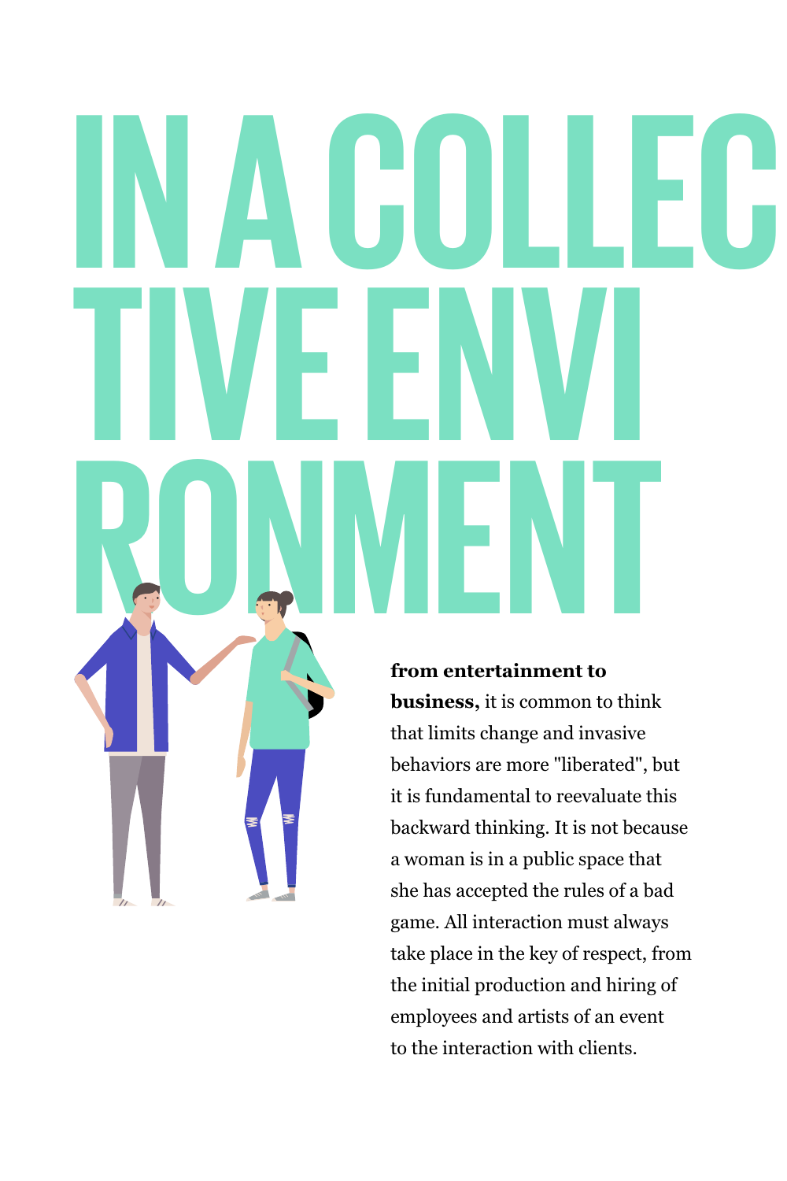# IN A COLLECTIVE ENVIRONMENT

**from entertainment to business,** it is common to think that limits change and invasive behaviors are more "liberated", but it is fundamental to reevaluate this backward thinking. It is not because a woman is in a public space that she has accepted the rules of a bad game. All interaction must always take place in the key of respect, from the initial production and hiring of employees and artists of an event to the interaction with clients.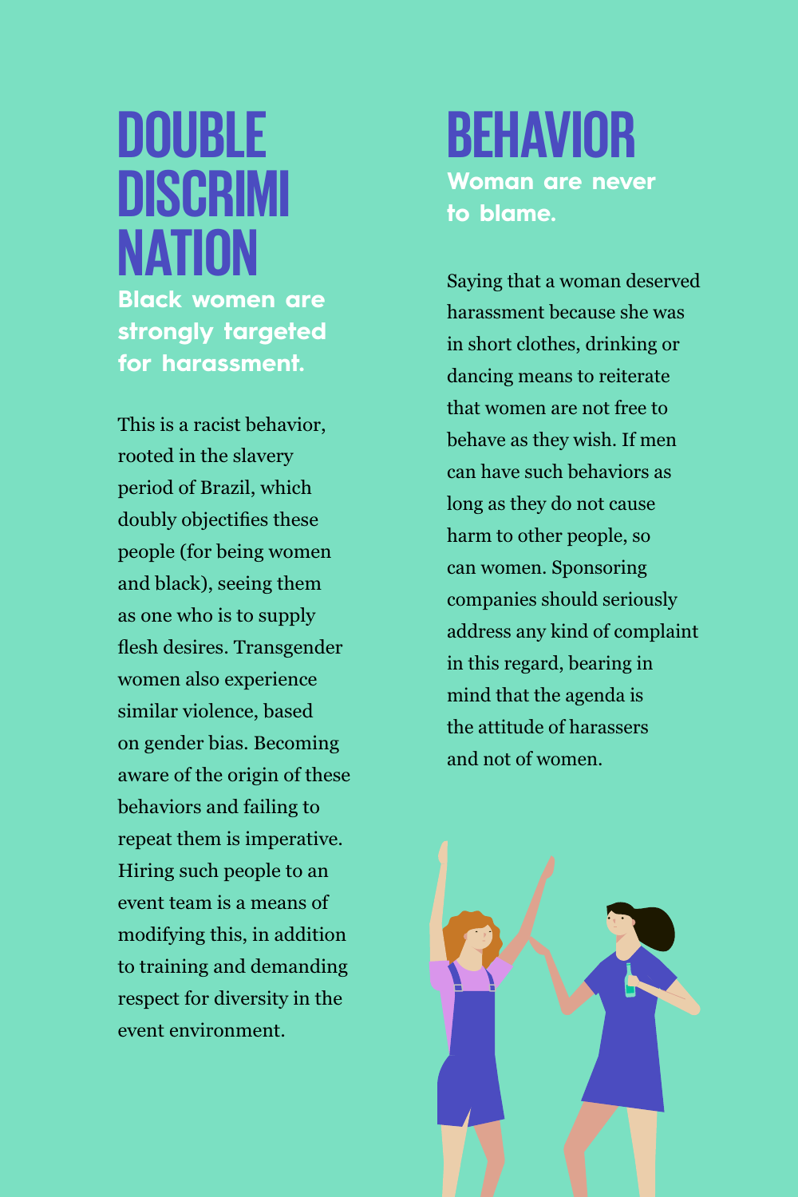# DOUBLE DISCRIMINATION

**Black women are strongly targeted for harassment.**

This is a racist behavior, rooted in the slavery period of Brazil, which doubly objectifies these people (for being women and black), seeing them as one who is to supply flesh desires. Transgender women also experience similar violence, based on gender bias. Becoming aware of the origin of these behaviors and failing to repeat them is imperative. Hiring such people to an event team is a means of modifying this, in addition to training and demanding respect for diversity in the event environment.

# BEHAVIOR

**Woman are never to blame.**

Saying that a woman deserved harassment because she was in short clothes, drinking or dancing means to reiterate that women are not free to behave as they wish. If men can have such behaviors as long as they do not cause harm to other people, so can women. Sponsoring companies should seriously address any kind of complaint in this regard, bearing in mind that the agenda is the attitude of harassers and not of women.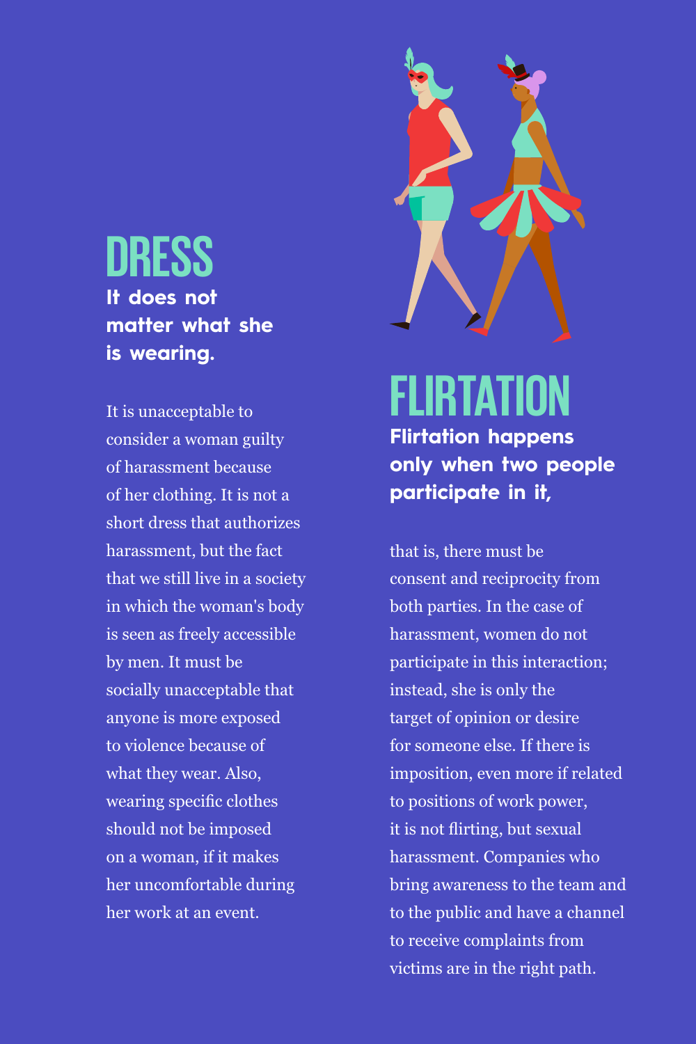## DRESS

**It does not matter what she is wearing.**

It is unacceptable to consider a woman guilty of harassment because of her clothing. It is not a short dress that authorizes harassment, but the fact that we still live in a society in which the woman's body is seen as freely accessible by men. It must be socially unacceptable that anyone is more exposed to violence because of what they wear. Also, wearing specific clothes should not be imposed on a woman, if it makes her uncomfortable during her work at an event.

## FLIRTATION

**Flirtation happens only when two people participate in it,**

that is, there must be consent and reciprocity from both parties. In the case of harassment, women do not participate in this interaction; instead, she is only the target of opinion or desire for someone else. If there is imposition, even more if related to positions of work power, it is not flirting, but sexual harassment. Companies who bring awareness to the team and to the public and have a channel to receive complaints from victims are in the right path.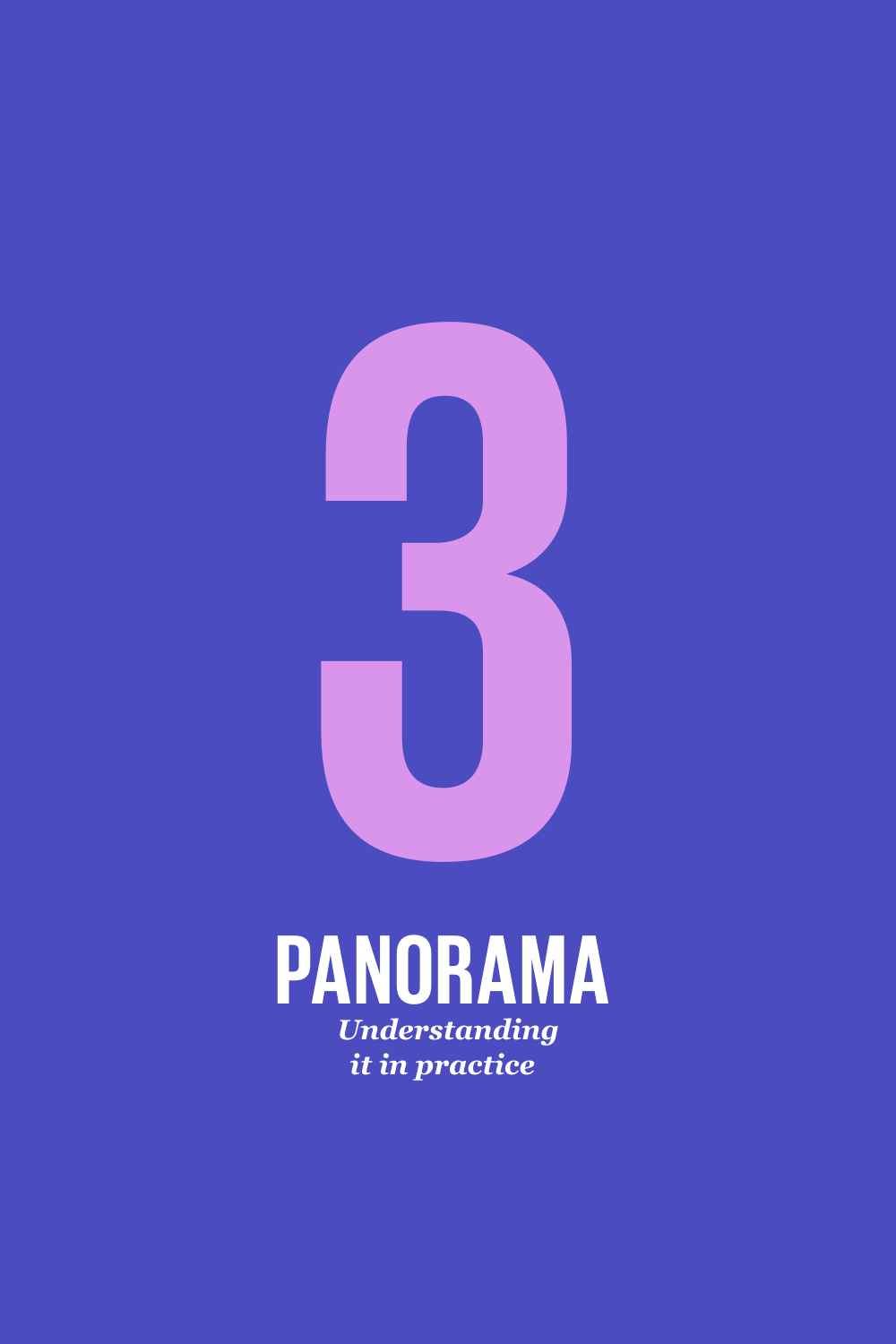# 3

# PANORAMA

*Understanding it in practice*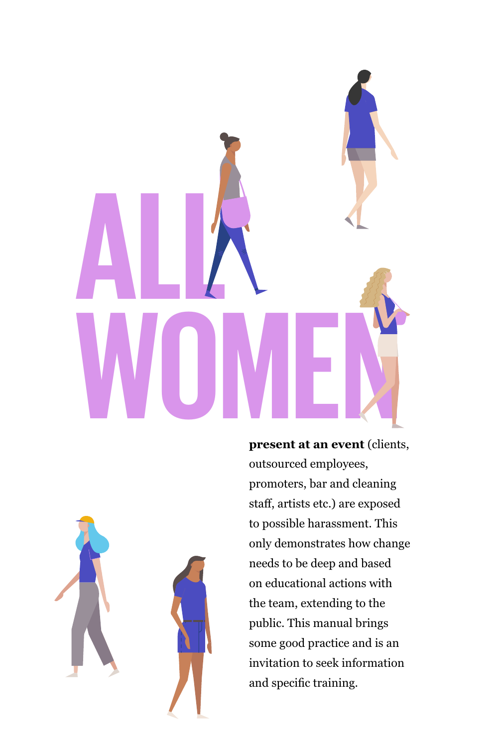# ALL WOMEN

**present at an event** (clients, outsourced employees, promoters, bar and cleaning staff, artists etc.) are exposed to possible harassment. This only demonstrates how change needs to be deep and based on educational actions with the team, extending to the public. This manual brings some good practice and is an invitation to seek information and specific training.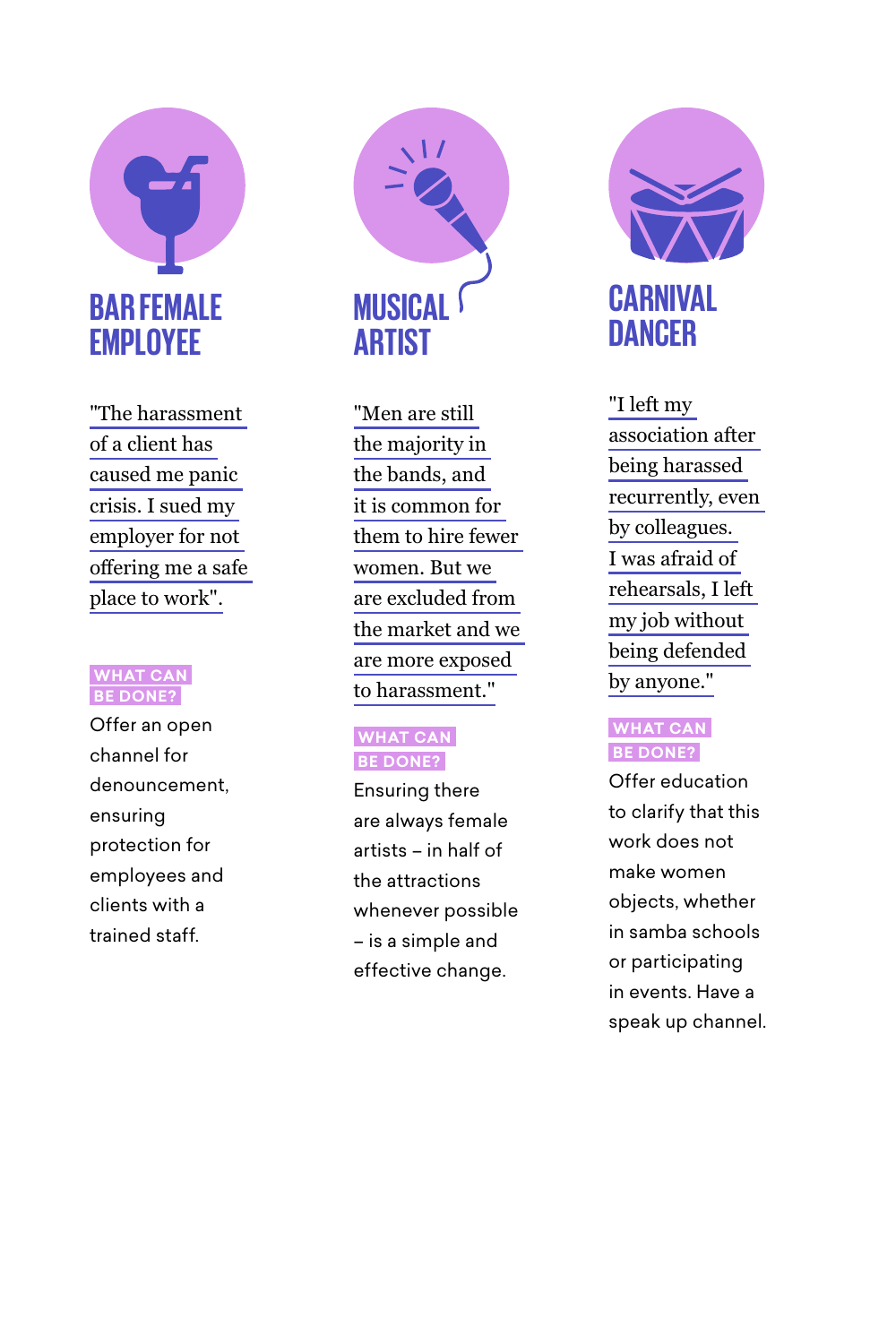## BAR FEMALE EMPLOYEE

"The harassment of a client has caused me panic crisis. I sued my employer for not offering me a safe place to work".

**WHAT CAN BE DONE?**

Offer an open channel for denouncement, ensuring protection for employees and clients with a trained staff.

## MUSICAL ARTIST

"Men are still the majority in the bands, and it is common for them to hire fewer women. But we are excluded from the market and we are more exposed to harassment."

**WHAT CAN BE DONE?**

Ensuring there are always female artists – in half of the attractions whenever possible – is a simple and effective change.

## CARNIVAL DANCER

"I left my association after being harassed recurrently, even by colleagues. I was afraid of rehearsals, I left my job without being defended by anyone."

**WHAT CAN BE DONE?**

Offer education to clarify that this work does not make women objects, whether in samba schools or participating in events. Have a speak up channel.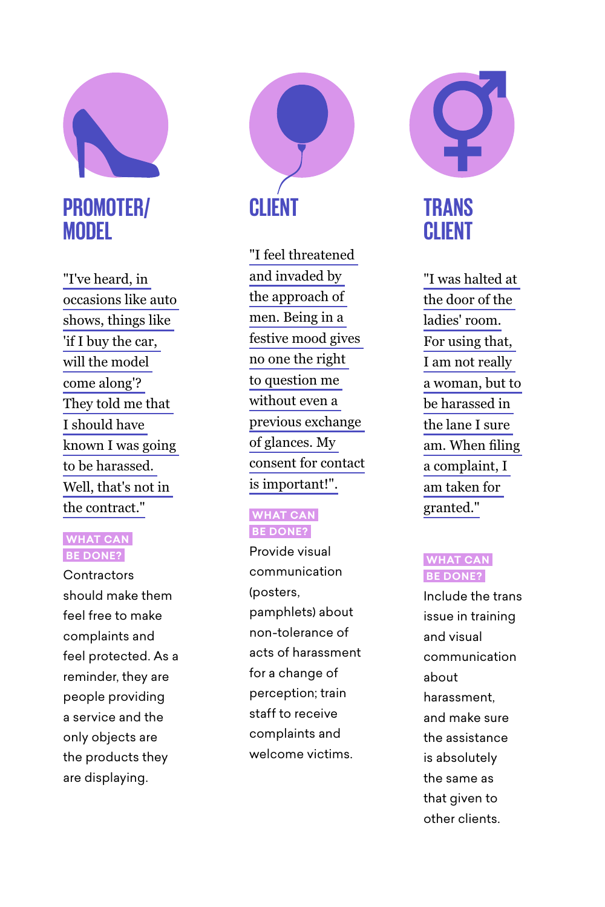## PROMOTER/ MODEL

"I've heard, in occasions like auto shows, things like 'if I buy the car, will the model come along'? They told me that I should have known I was going to be harassed. Well, that's not in the contract."

**WHAT CAN BE DONE?**

Contractors should make them feel free to make complaints and feel protected. As a reminder, they are people providing a service and the only objects are the products they are displaying.

## CLIENT

"I feel threatened and invaded by the approach of men. Being in a festive mood gives no one the right to question me without even a previous exchange of glances. My consent for contact is important!".

**WHAT CAN BE DONE?**

Provide visual communication (posters, pamphlets) about non-tolerance of acts of harassment for a change of perception; train staff to receive complaints and welcome victims.

## TRANS CLIENT

"I was halted at the door of the ladies' room. For using that, I am not really a woman, but to be harassed in the lane I sure am. When filing a complaint, I am taken for granted."

**WHAT CAN BE DONE?**

Include the trans issue in training and visual communication about harassment, and make sure the assistance is absolutely the same as that given to other clients.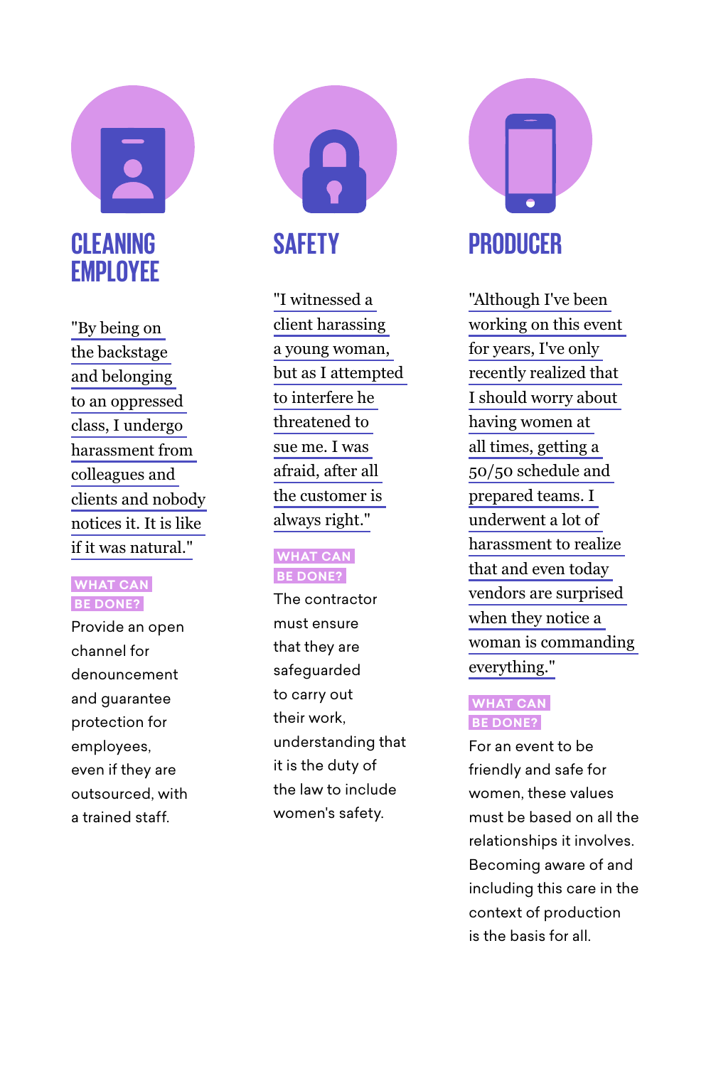## CLEANING EMPLOYEE

"By being on the backstage and belonging to an oppressed class, I undergo harassment from colleagues and clients and nobody notices it. It is like if it was natural."

**WHAT CAN BE DONE?**

Provide an open channel for denouncement and guarantee protection for employees, even if they are outsourced, with a trained staff.

## SAFETY

"I witnessed a client harassing a young woman, but as I attempted to interfere he threatened to sue me. I was afraid, after all the customer is always right."

**WHAT CAN BE DONE?**

The contractor must ensure that they are safeguarded to carry out their work, understanding that it is the duty of the law to include women's safety.

## PRODUCER

"Although I've been working on this event for years, I've only recently realized that I should worry about having women at all times, getting a 50/50 schedule and prepared teams. I underwent a lot of harassment to realize that and even today vendors are surprised when they notice a woman is commanding everything."

**WHAT CAN BE DONE?**

For an event to be friendly and safe for women, these values must be based on all the relationships it involves. Becoming aware of and including this care in the context of production is the basis for all.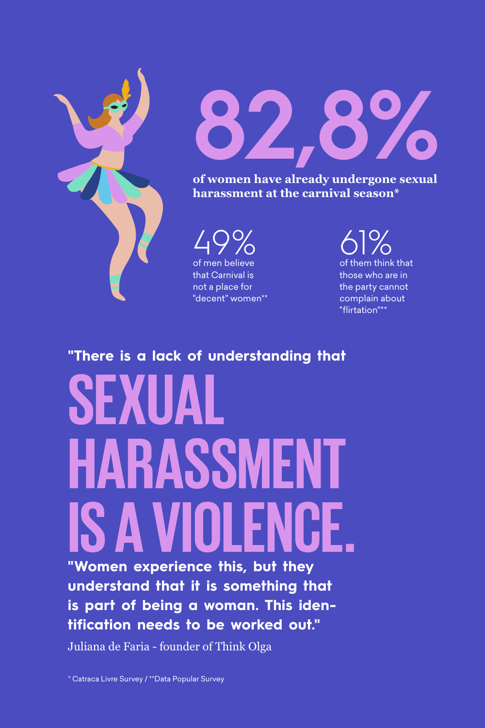# 82,8%

**of women have already undergone sexual harassment at the carnival season***

**49%**
of men believe that Carnival is not a place for "decent" women**

**61%**
of them think that those who are in the party cannot complain about "flirtation"**

**"There is a lack of understanding that**

# SEXUAL HARASSMENT IS A VIOLENCE.

**"Women experience this, but they understand that it is something that is part of being a woman. This identification needs to be worked out."**

Juliana de Faria - founder of Think Olga

* Catraca Livre Survey / **Data Popular Survey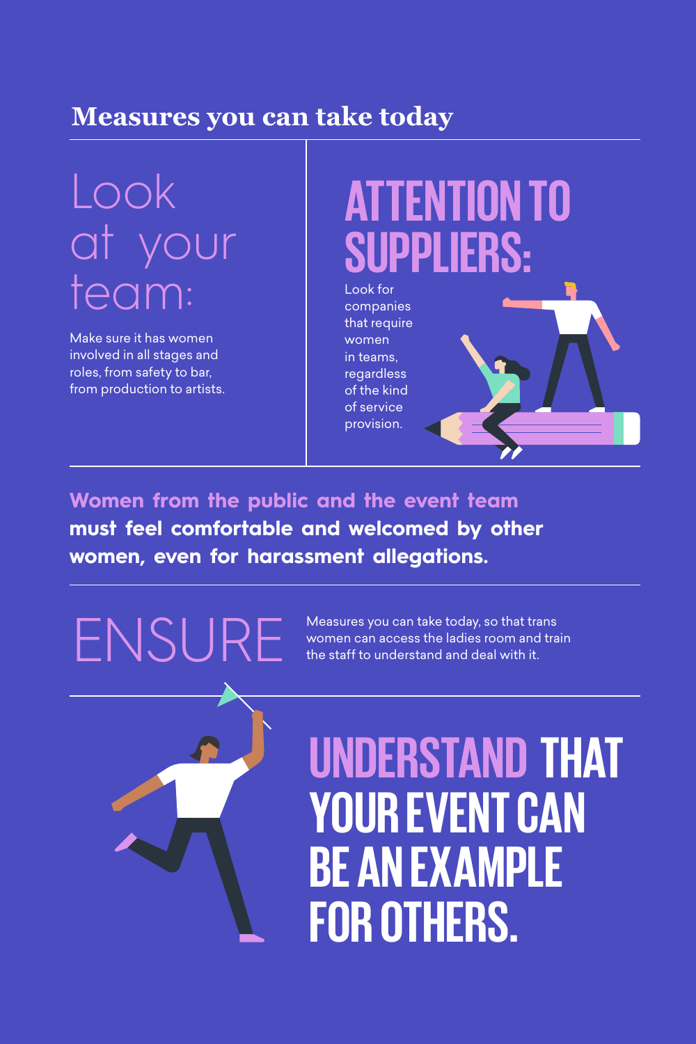## Measures you can take today

### Look at your team:

Make sure it has women involved in all stages and roles, from safety to bar, from production to artists.

### ATTENTION TO SUPPLIERS:

Look for companies that require women in teams, regardless of the kind of service provision.

**Women from the public and the event team must feel comfortable and welcomed by other women, even for harassment allegations.**

### ENSURE

Measures you can take today, so that trans women can access the ladies room and train the staff to understand and deal with it.

### UNDERSTAND THAT YOUR EVENT CAN BE AN EXAMPLE FOR OTHERS.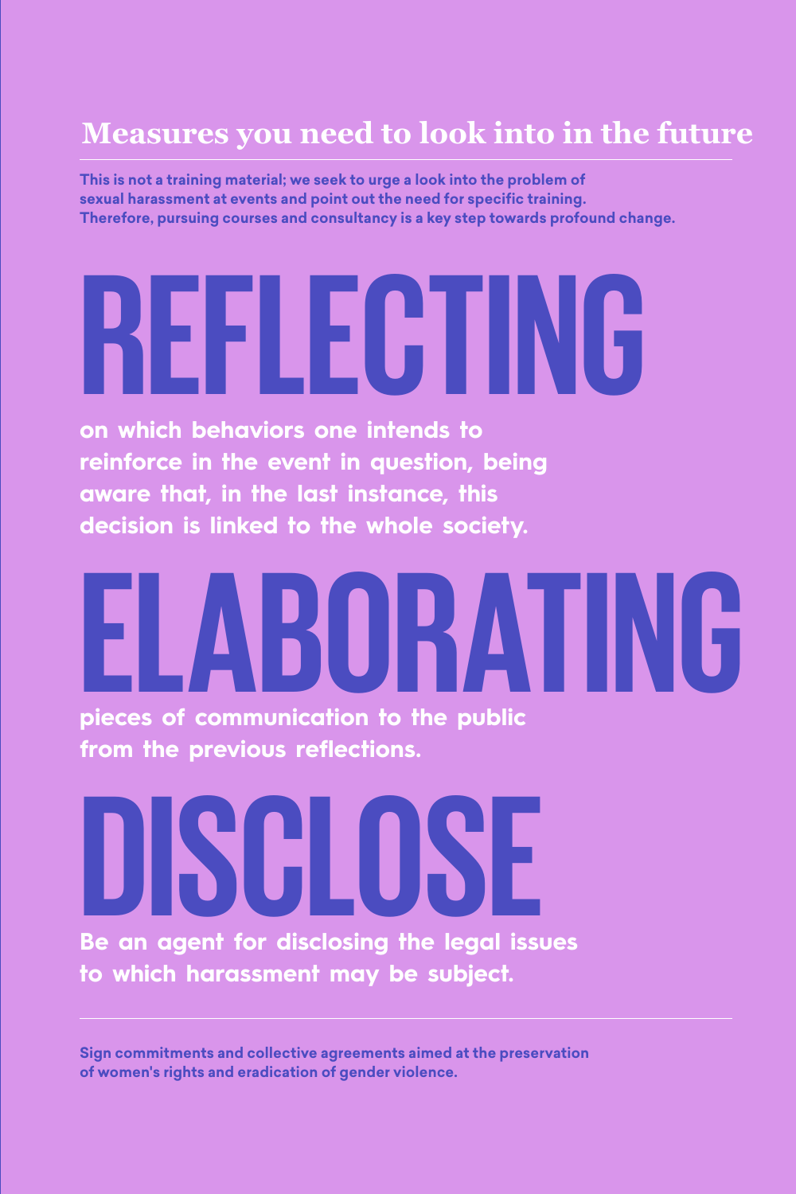## Measures you need to look into in the future

**This is not a training material; we seek to urge a look into the problem of sexual harassment at events and point out the need for specific training. Therefore, pursuing courses and consultancy is a key step towards profound change.**

# REFLECTING

**on which behaviors one intends to reinforce in the event in question, being aware that, in the last instance, this decision is linked to the whole society.**

# ELABORATING

**pieces of communication to the public from the previous reflections.**

# DISCLOSE

**Be an agent for disclosing the legal issues to which harassment may be subject.**

---

**Sign commitments and collective agreements aimed at the preservation of women's rights and eradication of gender violence.**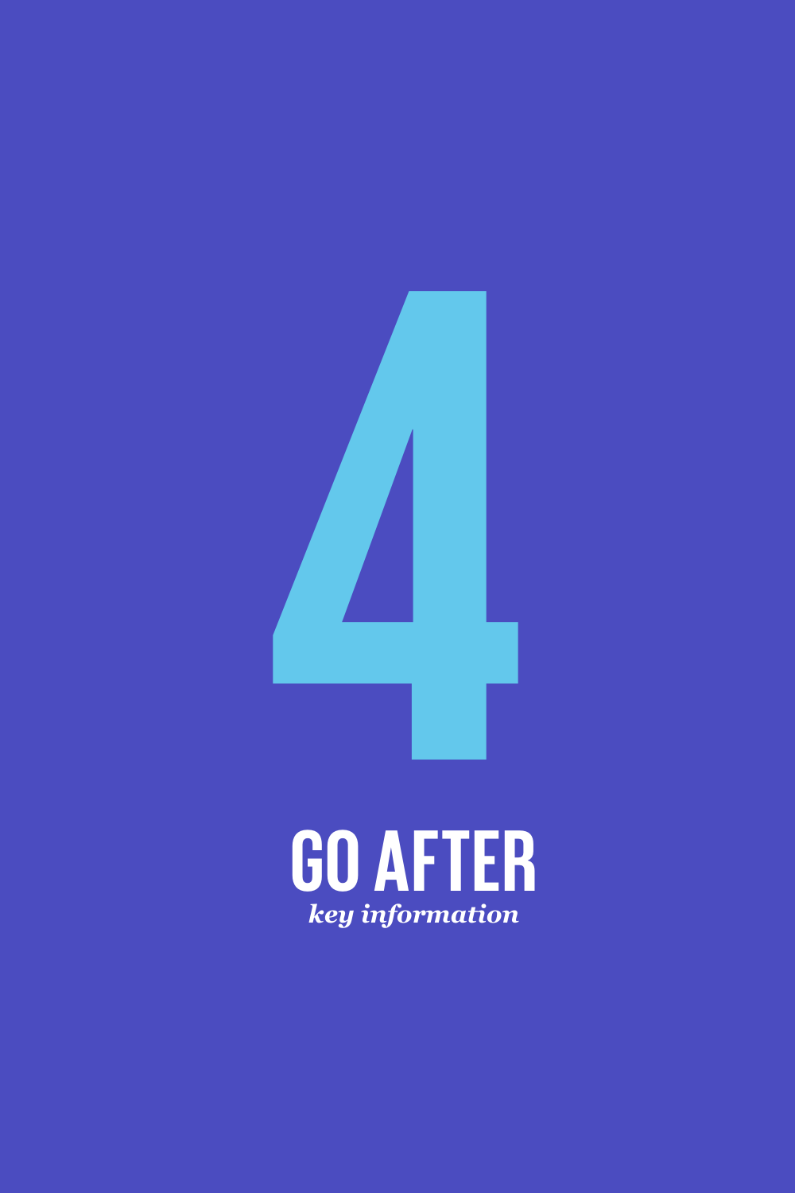# 4

## GO AFTER

*key information*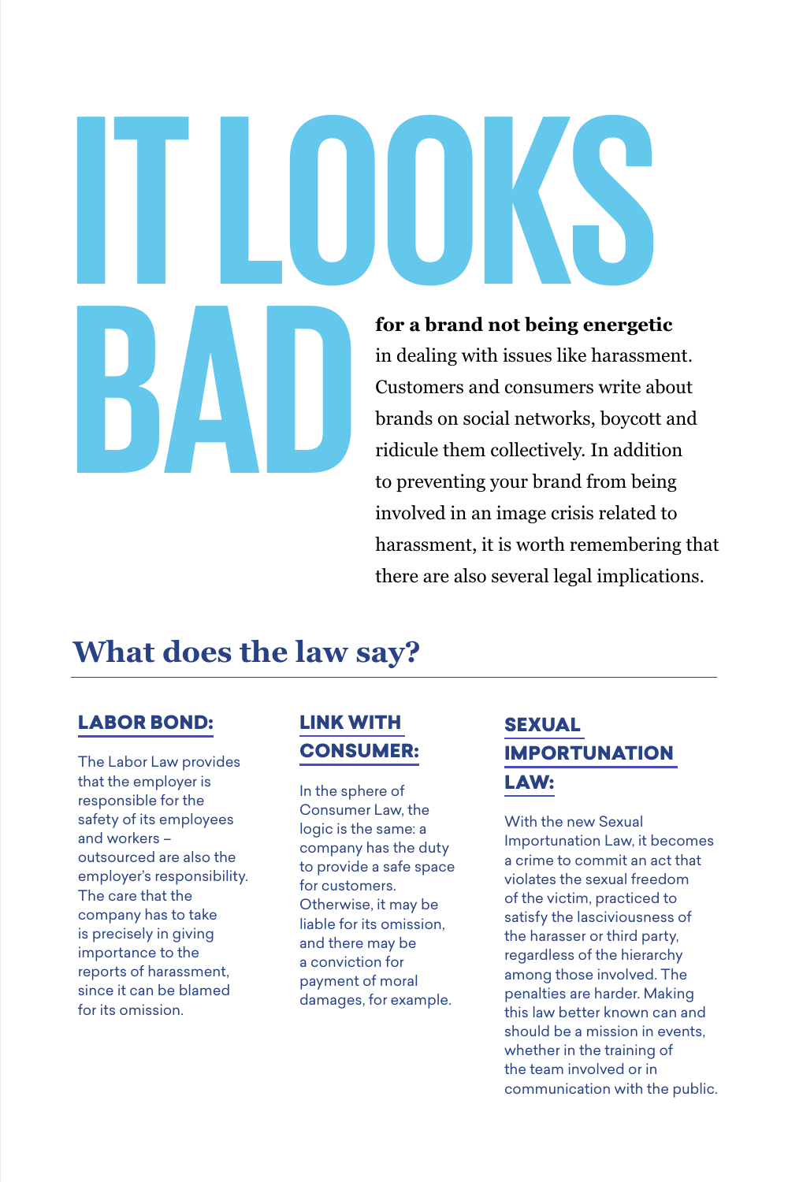# IT LOOKS BAD

**for a brand not being energetic** in dealing with issues like harassment. Customers and consumers write about brands on social networks, boycott and ridicule them collectively. In addition to preventing your brand from being involved in an image crisis related to harassment, it is worth remembering that there are also several legal implications.

## What does the law say?

### LABOR BOND:

The Labor Law provides that the employer is responsible for the safety of its employees and workers – outsourced are also the employer's responsibility. The care that the company has to take is precisely in giving importance to the reports of harassment, since it can be blamed for its omission.

### LINK WITH CONSUMER:

In the sphere of Consumer Law, the logic is the same: a company has the duty to provide a safe space for customers. Otherwise, it may be liable for its omission, and there may be a conviction for payment of moral damages, for example.

### SEXUAL IMPORTUNATION LAW:

With the new Sexual Importunation Law, it becomes a crime to commit an act that violates the sexual freedom of the victim, practiced to satisfy the lasciviousness of the harasser or third party, regardless of the hierarchy among those involved. The penalties are harder. Making this law better known can and should be a mission in events, whether in the training of the team involved or in communication with the public.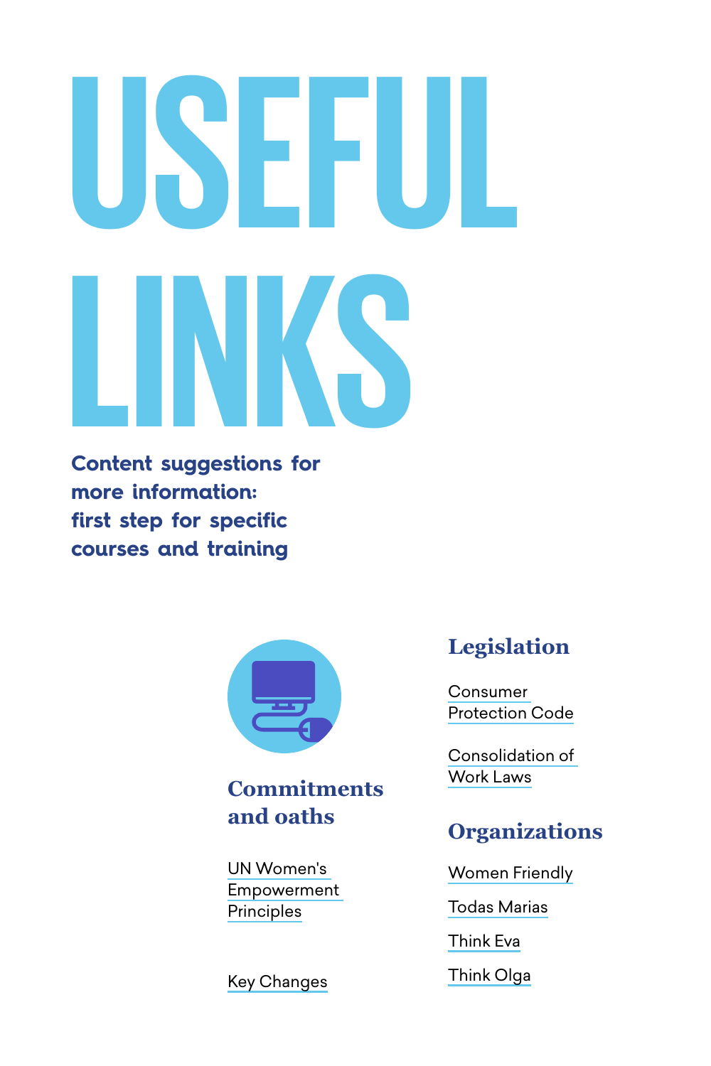# USEFUL LINKS

**Content suggestions for more information: first step for specific courses and training**

## Commitments and oaths

UN Women's Empowerment Principles

Key Changes

## Legislation

Consumer Protection Code

Consolidation of Work Laws

## Organizations

Women Friendly

Todas Marias

Think Eva

Think Olga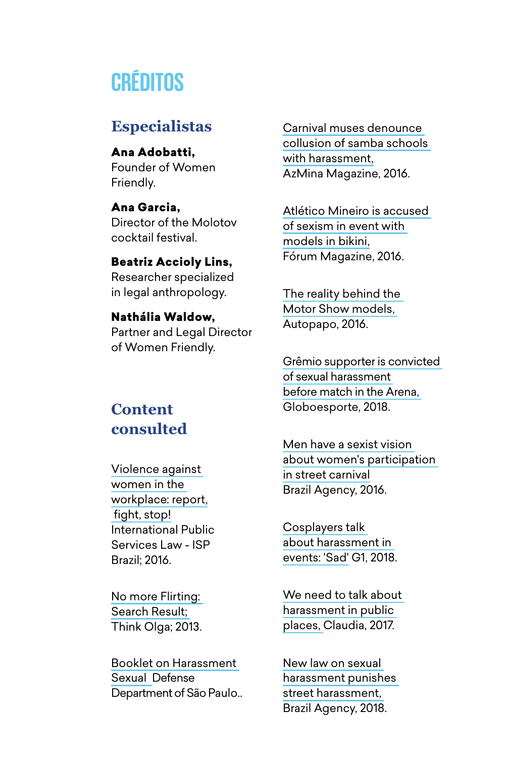# CRÉDITOS

## Especialistas

**Ana Adobatti,**
Founder of Women Friendly.

**Ana Garcia,**
Director of the Molotov cocktail festival.

**Beatriz Accioly Lins,**
Researcher specialized in legal anthropology.

**Nathália Waldow,**
Partner and Legal Director of Women Friendly.

## Content consulted

Violence against women in the workplace: report, fight, stop!
International Public Services Law - ISP Brazil; 2016.

No more Flirting: Search Result;
Think Olga; 2013.

Booklet on Harassment Sexual Defense
Department of São Paulo..

Carnival muses denounce collusion of samba schools with harassment,
AzMina Magazine, 2016.

Atlético Mineiro is accused of sexism in event with models in bikini,
Fórum Magazine, 2016.

The reality behind the Motor Show models,
Autopapo, 2016.

Grêmio supporter is convicted of sexual harassment before match in the Arena,
Globoesporte, 2018.

Men have a sexist vision about women's participation in street carnival
Brazil Agency, 2016.

Cosplayers talk about harassment in events: 'Sad' G1, 2018.

We need to talk about harassment in public places, Claudia, 2017.

New law on sexual harassment punishes street harassment,
Brazil Agency, 2018.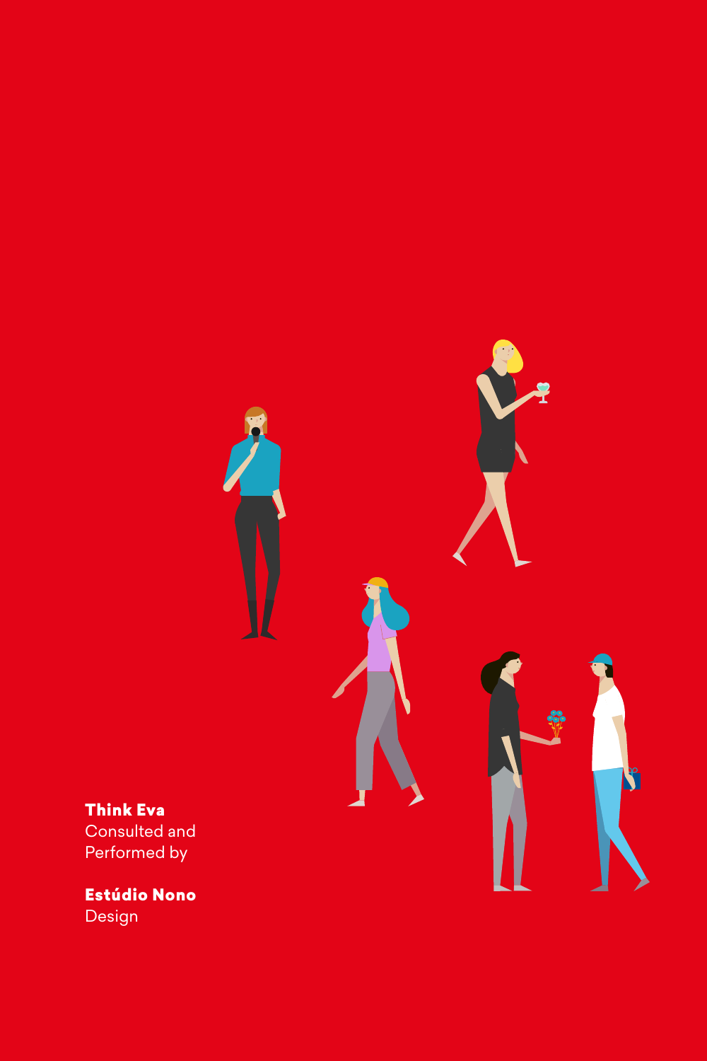**Think Eva**
Consulted and
Performed by

**Estúdio Nono**
Design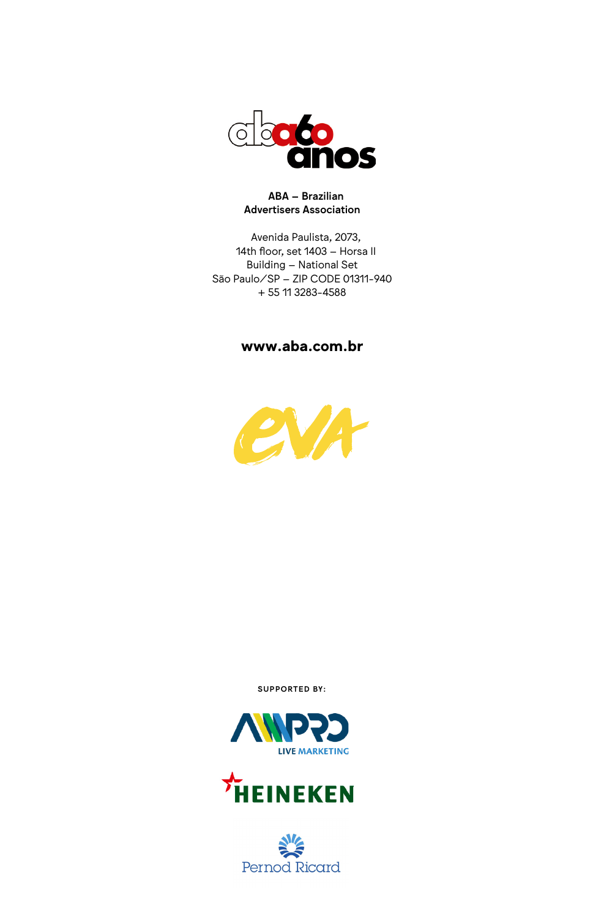**ABA – Brazilian Advertisers Association**

Avenida Paulista, 2073,
14th floor, set 1403 – Horsa II
Building – National Set
São Paulo/SP – ZIP CODE 01311-940
+ 55 11 3283-4588

**www.aba.com.br**

SUPPORTED BY: